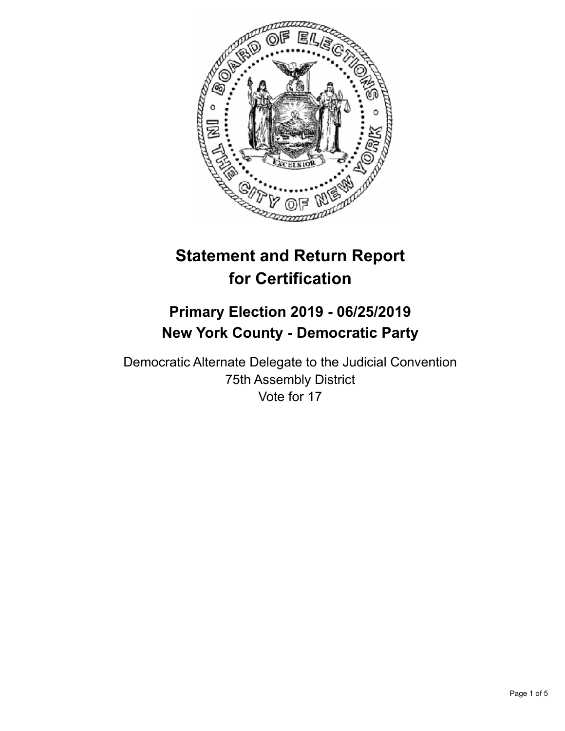# Statement and Return Report for Certification

## Primary Election 2019 - 06/25/2019
## New York County - Democratic Party

Democratic Alternate Delegate to the Judicial Convention
75th Assembly District
Vote for 17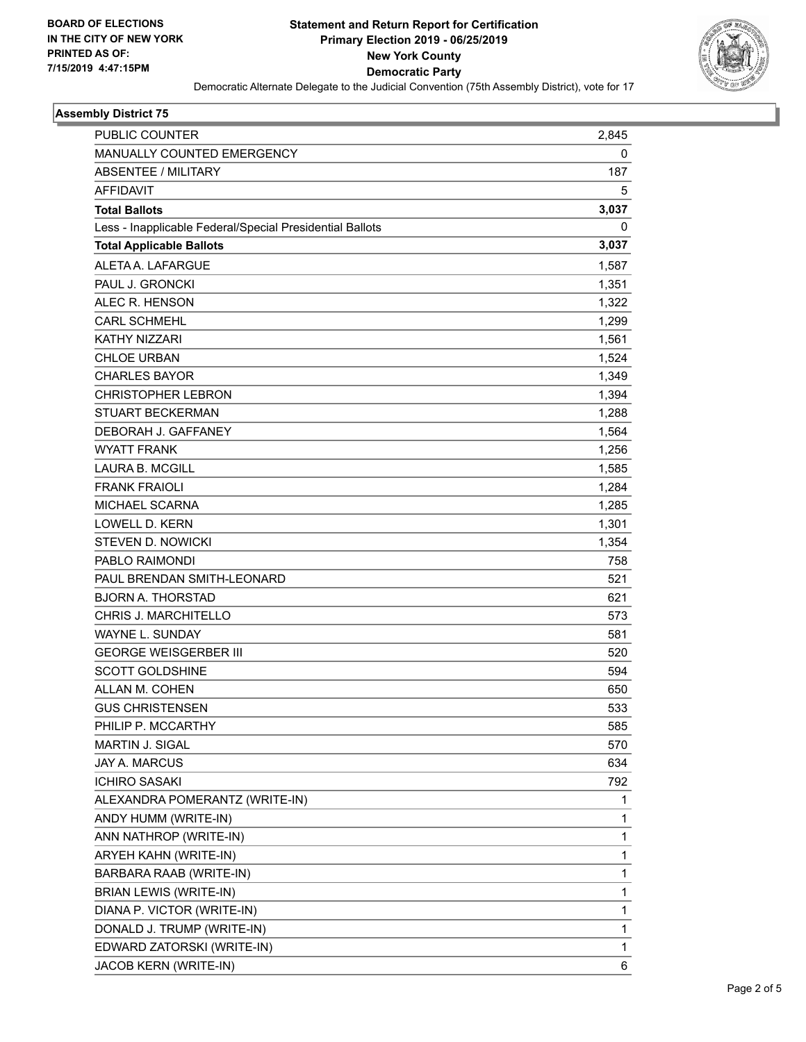BOARD OF ELECTIONS
IN THE CITY OF NEW YORK
PRINTED AS OF:
7/15/2019 4:47:15PM

**Statement and Return Report for Certification**
**Primary Election 2019 - 06/25/2019**
**New York County**
**Democratic Party**
Democratic Alternate Delegate to the Judicial Convention (75th Assembly District), vote for 17

### Assembly District 75

| | |
|---|---|
| PUBLIC COUNTER | 2,845 |
| MANUALLY COUNTED EMERGENCY | 0 |
| ABSENTEE / MILITARY | 187 |
| AFFIDAVIT | 5 |
| **Total Ballots** | **3,037** |
| Less - Inapplicable Federal/Special Presidential Ballots | 0 |
| **Total Applicable Ballots** | **3,037** |
| ALETA A. LAFARGUE | 1,587 |
| PAUL J. GRONCKI | 1,351 |
| ALEC R. HENSON | 1,322 |
| CARL SCHMEHL | 1,299 |
| KATHY NIZZARI | 1,561 |
| CHLOE URBAN | 1,524 |
| CHARLES BAYOR | 1,349 |
| CHRISTOPHER LEBRON | 1,394 |
| STUART BECKERMAN | 1,288 |
| DEBORAH J. GAFFANEY | 1,564 |
| WYATT FRANK | 1,256 |
| LAURA B. MCGILL | 1,585 |
| FRANK FRAIOLI | 1,284 |
| MICHAEL SCARNA | 1,285 |
| LOWELL D. KERN | 1,301 |
| STEVEN D. NOWICKI | 1,354 |
| PABLO RAIMONDI | 758 |
| PAUL BRENDAN SMITH-LEONARD | 521 |
| BJORN A. THORSTAD | 621 |
| CHRIS J. MARCHITELLO | 573 |
| WAYNE L. SUNDAY | 581 |
| GEORGE WEISGERBER III | 520 |
| SCOTT GOLDSHINE | 594 |
| ALLAN M. COHEN | 650 |
| GUS CHRISTENSEN | 533 |
| PHILIP P. MCCARTHY | 585 |
| MARTIN J. SIGAL | 570 |
| JAY A. MARCUS | 634 |
| ICHIRO SASAKI | 792 |
| ALEXANDRA POMERANTZ (WRITE-IN) | 1 |
| ANDY HUMM (WRITE-IN) | 1 |
| ANN NATHROP (WRITE-IN) | 1 |
| ARYEH KAHN (WRITE-IN) | 1 |
| BARBARA RAAB (WRITE-IN) | 1 |
| BRIAN LEWIS (WRITE-IN) | 1 |
| DIANA P. VICTOR (WRITE-IN) | 1 |
| DONALD J. TRUMP (WRITE-IN) | 1 |
| EDWARD ZATORSKI (WRITE-IN) | 1 |
| JACOB KERN (WRITE-IN) | 6 |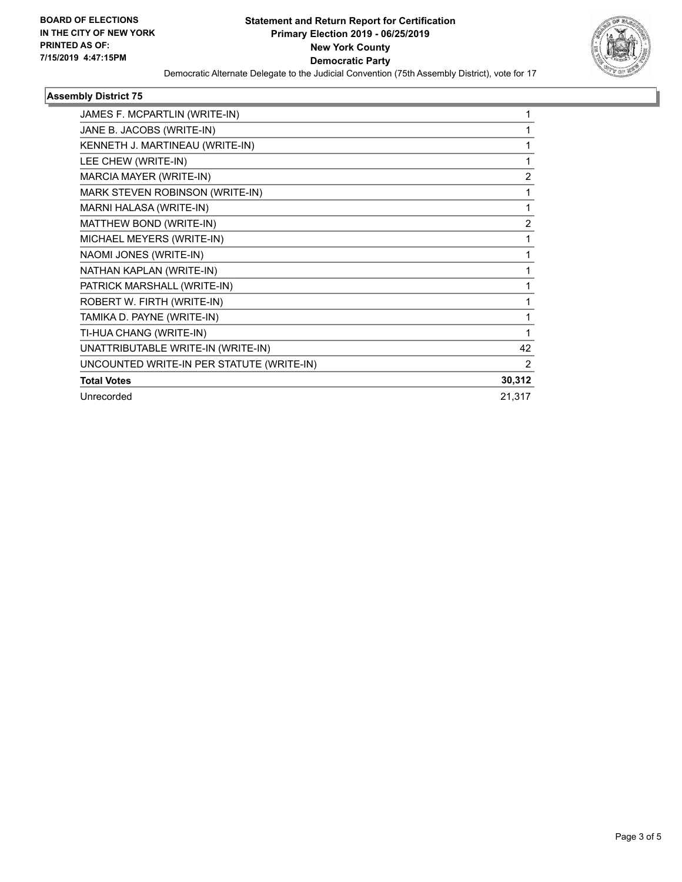**BOARD OF ELECTIONS IN THE CITY OF NEW YORK PRINTED AS OF: 7/15/2019 4:47:15PM**

**Statement and Return Report for Certification**
**Primary Election 2019 - 06/25/2019**
**New York County**
**Democratic Party**

Democratic Alternate Delegate to the Judicial Convention (75th Assembly District), vote for 17

### Assembly District 75

| | |
|---|---|
| JAMES F. MCPARTLIN (WRITE-IN) | 1 |
| JANE B. JACOBS (WRITE-IN) | 1 |
| KENNETH J. MARTINEAU (WRITE-IN) | 1 |
| LEE CHEW (WRITE-IN) | 1 |
| MARCIA MAYER (WRITE-IN) | 2 |
| MARK STEVEN ROBINSON (WRITE-IN) | 1 |
| MARNI HALASA (WRITE-IN) | 1 |
| MATTHEW BOND (WRITE-IN) | 2 |
| MICHAEL MEYERS (WRITE-IN) | 1 |
| NAOMI JONES (WRITE-IN) | 1 |
| NATHAN KAPLAN (WRITE-IN) | 1 |
| PATRICK MARSHALL (WRITE-IN) | 1 |
| ROBERT W. FIRTH (WRITE-IN) | 1 |
| TAMIKA D. PAYNE (WRITE-IN) | 1 |
| TI-HUA CHANG (WRITE-IN) | 1 |
| UNATTRIBUTABLE WRITE-IN (WRITE-IN) | 42 |
| UNCOUNTED WRITE-IN PER STATUTE (WRITE-IN) | 2 |
| **Total Votes** | **30,312** |
| Unrecorded | 21,317 |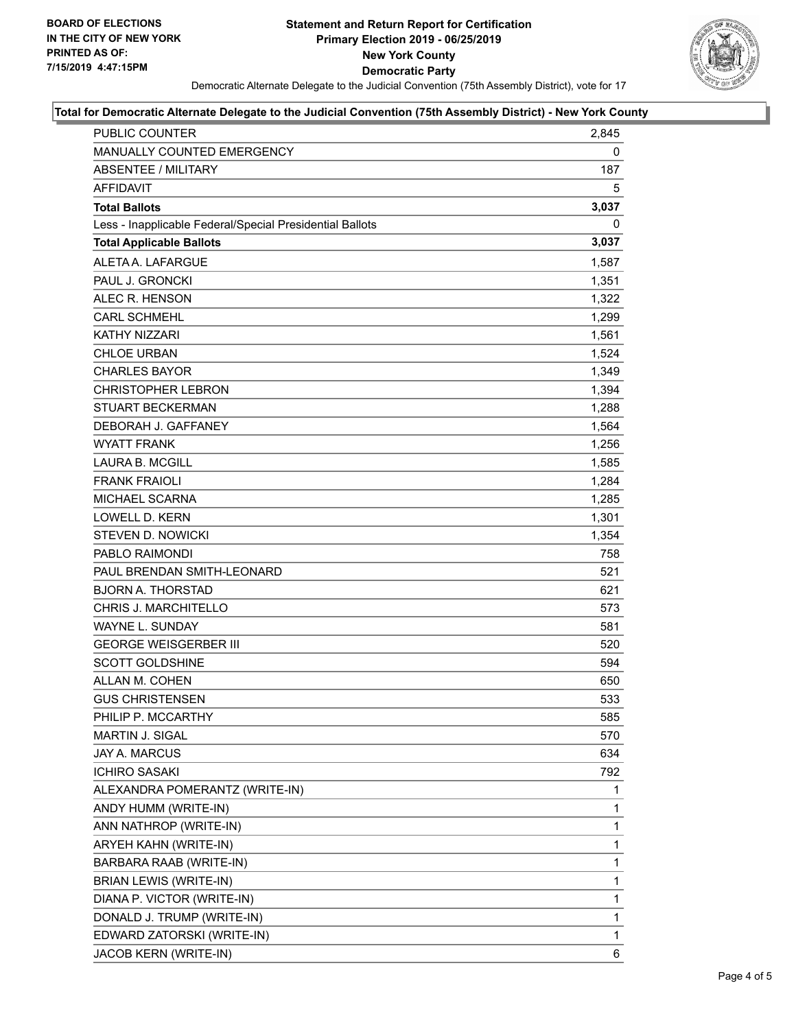BOARD OF ELECTIONS
IN THE CITY OF NEW YORK
PRINTED AS OF:
7/15/2019 4:47:15PM

**Statement and Return Report for Certification**
**Primary Election 2019 - 06/25/2019**
**New York County**
**Democratic Party**

Democratic Alternate Delegate to the Judicial Convention (75th Assembly District), vote for 17

**Total for Democratic Alternate Delegate to the Judicial Convention (75th Assembly District) - New York County**

| | |
|---|---|
| PUBLIC COUNTER | 2,845 |
| MANUALLY COUNTED EMERGENCY | 0 |
| ABSENTEE / MILITARY | 187 |
| AFFIDAVIT | 5 |
| **Total Ballots** | **3,037** |
| Less - Inapplicable Federal/Special Presidential Ballots | 0 |
| **Total Applicable Ballots** | **3,037** |
| ALETA A. LAFARGUE | 1,587 |
| PAUL J. GRONCKI | 1,351 |
| ALEC R. HENSON | 1,322 |
| CARL SCHMEHL | 1,299 |
| KATHY NIZZARI | 1,561 |
| CHLOE URBAN | 1,524 |
| CHARLES BAYOR | 1,349 |
| CHRISTOPHER LEBRON | 1,394 |
| STUART BECKERMAN | 1,288 |
| DEBORAH J. GAFFANEY | 1,564 |
| WYATT FRANK | 1,256 |
| LAURA B. MCGILL | 1,585 |
| FRANK FRAIOLI | 1,284 |
| MICHAEL SCARNA | 1,285 |
| LOWELL D. KERN | 1,301 |
| STEVEN D. NOWICKI | 1,354 |
| PABLO RAIMONDI | 758 |
| PAUL BRENDAN SMITH-LEONARD | 521 |
| BJORN A. THORSTAD | 621 |
| CHRIS J. MARCHITELLO | 573 |
| WAYNE L. SUNDAY | 581 |
| GEORGE WEISGERBER III | 520 |
| SCOTT GOLDSHINE | 594 |
| ALLAN M. COHEN | 650 |
| GUS CHRISTENSEN | 533 |
| PHILIP P. MCCARTHY | 585 |
| MARTIN J. SIGAL | 570 |
| JAY A. MARCUS | 634 |
| ICHIRO SASAKI | 792 |
| ALEXANDRA POMERANTZ (WRITE-IN) | 1 |
| ANDY HUMM (WRITE-IN) | 1 |
| ANN NATHROP (WRITE-IN) | 1 |
| ARYEH KAHN (WRITE-IN) | 1 |
| BARBARA RAAB (WRITE-IN) | 1 |
| BRIAN LEWIS (WRITE-IN) | 1 |
| DIANA P. VICTOR (WRITE-IN) | 1 |
| DONALD J. TRUMP (WRITE-IN) | 1 |
| EDWARD ZATORSKI (WRITE-IN) | 1 |
| JACOB KERN (WRITE-IN) | 6 |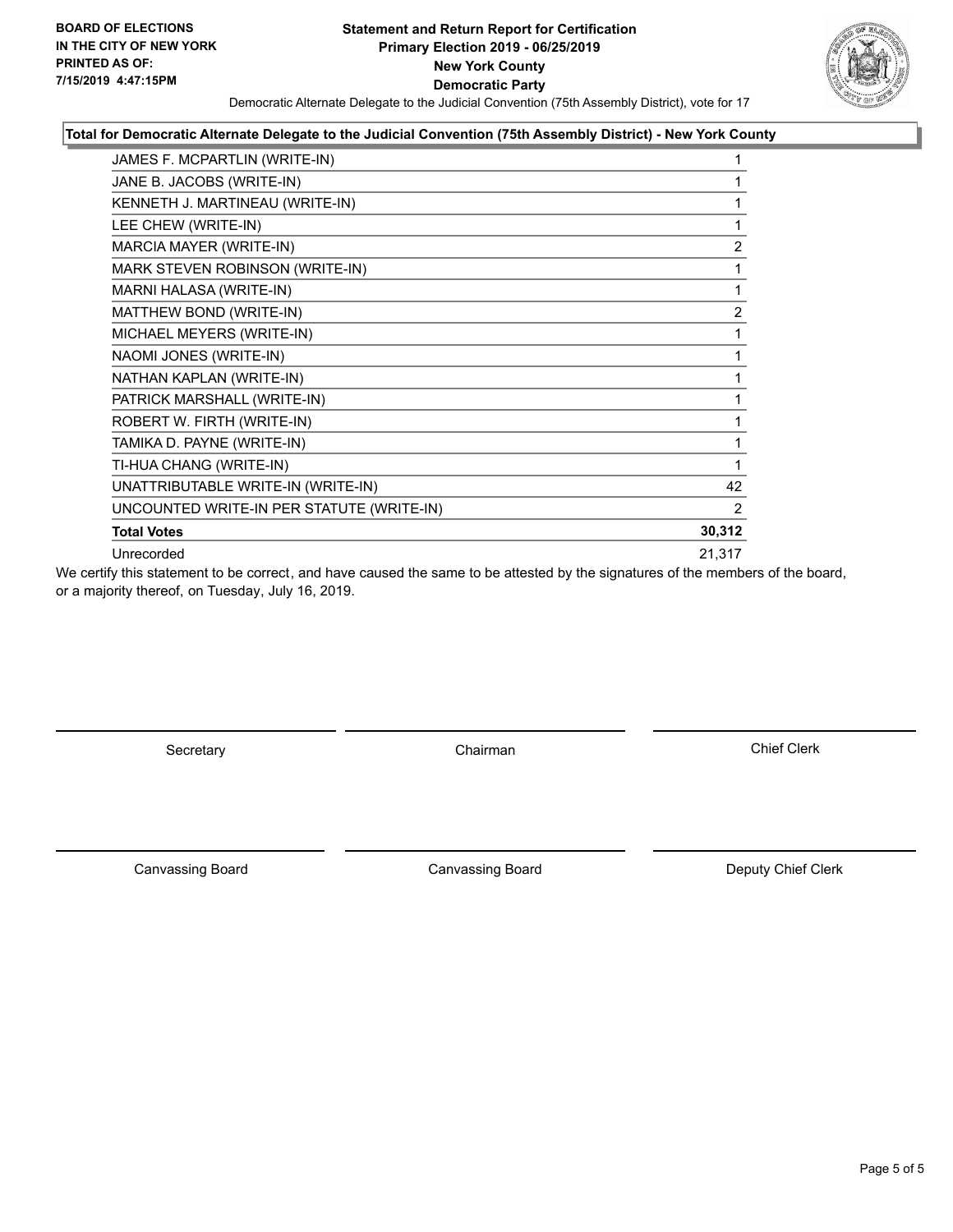**BOARD OF ELECTIONS IN THE CITY OF NEW YORK PRINTED AS OF: 7/15/2019 4:47:15PM**

**Statement and Return Report for Certification**
**Primary Election 2019 - 06/25/2019**
**New York County**
**Democratic Party**

Democratic Alternate Delegate to the Judicial Convention (75th Assembly District), vote for 17

**Total for Democratic Alternate Delegate to the Judicial Convention (75th Assembly District) - New York County**

| | |
|---|---|
| JAMES F. MCPARTLIN (WRITE-IN) | 1 |
| JANE B. JACOBS (WRITE-IN) | 1 |
| KENNETH J. MARTINEAU (WRITE-IN) | 1 |
| LEE CHEW (WRITE-IN) | 1 |
| MARCIA MAYER (WRITE-IN) | 2 |
| MARK STEVEN ROBINSON (WRITE-IN) | 1 |
| MARNI HALASA (WRITE-IN) | 1 |
| MATTHEW BOND (WRITE-IN) | 2 |
| MICHAEL MEYERS (WRITE-IN) | 1 |
| NAOMI JONES (WRITE-IN) | 1 |
| NATHAN KAPLAN (WRITE-IN) | 1 |
| PATRICK MARSHALL (WRITE-IN) | 1 |
| ROBERT W. FIRTH (WRITE-IN) | 1 |
| TAMIKA D. PAYNE (WRITE-IN) | 1 |
| TI-HUA CHANG (WRITE-IN) | 1 |
| UNATTRIBUTABLE WRITE-IN (WRITE-IN) | 42 |
| UNCOUNTED WRITE-IN PER STATUTE (WRITE-IN) | 2 |
| **Total Votes** | **30,312** |
| Unrecorded | 21,317 |

We certify this statement to be correct, and have caused the same to be attested by the signatures of the members of the board, or a majority thereof, on Tuesday, July 16, 2019.

Secretary

Chairman

Chief Clerk

Canvassing Board

Canvassing Board

Deputy Chief Clerk